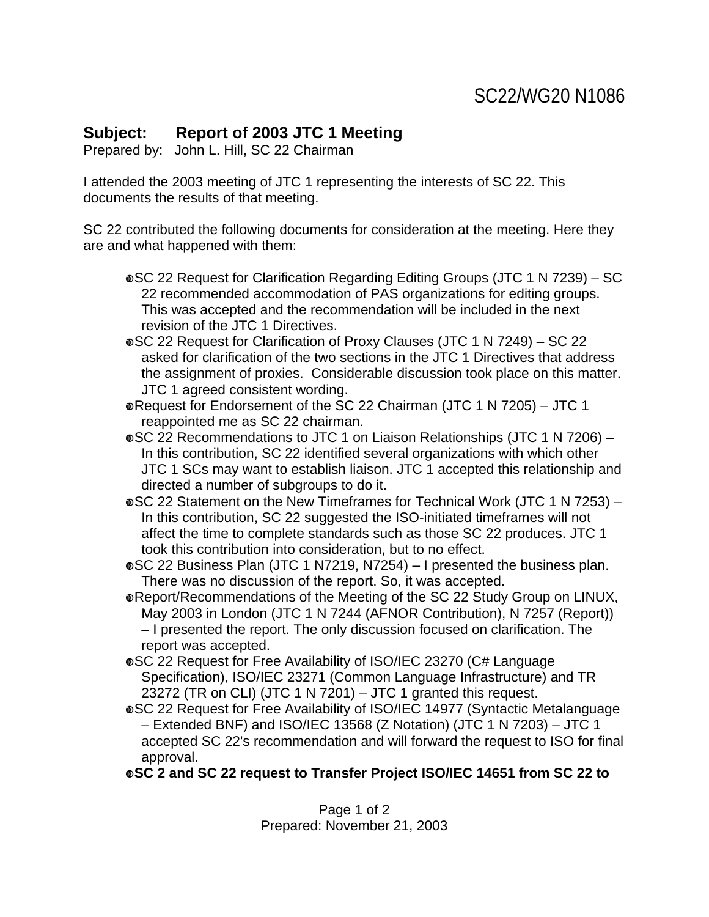SC22/WG20 N1086

**Subject: Report of 2003 JTC 1 Meeting**

Prepared by: John L. Hill, SC 22 Chairman

I attended the 2003 meeting of JTC 1 representing the interests of SC 22. This documents the results of that meeting.

SC 22 contributed the following documents for consideration at the meeting. Here they are and what happened with them:

- SC 22 Request for Clarification Regarding Editing Groups (JTC 1 N 7239) – SC 22 recommended accommodation of PAS organizations for editing groups. This was accepted and the recommendation will be included in the next revision of the JTC 1 Directives.
- SC 22 Request for Clarification of Proxy Clauses (JTC 1 N 7249) – SC 22 asked for clarification of the two sections in the JTC 1 Directives that address the assignment of proxies. Considerable discussion took place on this matter. JTC 1 agreed consistent wording.
- Request for Endorsement of the SC 22 Chairman (JTC 1 N 7205) – JTC 1 reappointed me as SC 22 chairman.
- SC 22 Recommendations to JTC 1 on Liaison Relationships (JTC 1 N 7206) – In this contribution, SC 22 identified several organizations with which other JTC 1 SCs may want to establish liaison. JTC 1 accepted this relationship and directed a number of subgroups to do it.
- SC 22 Statement on the New Timeframes for Technical Work (JTC 1 N 7253) – In this contribution, SC 22 suggested the ISO-initiated timeframes will not affect the time to complete standards such as those SC 22 produces. JTC 1 took this contribution into consideration, but to no effect.
- SC 22 Business Plan (JTC 1 N7219, N7254) – I presented the business plan. There was no discussion of the report. So, it was accepted.
- Report/Recommendations of the Meeting of the SC 22 Study Group on LINUX, May 2003 in London (JTC 1 N 7244 (AFNOR Contribution), N 7257 (Report)) – I presented the report. The only discussion focused on clarification. The report was accepted.
- SC 22 Request for Free Availability of ISO/IEC 23270 (C# Language Specification), ISO/IEC 23271 (Common Language Infrastructure) and TR 23272 (TR on CLI) (JTC 1 N 7201) – JTC 1 granted this request.
- SC 22 Request for Free Availability of ISO/IEC 14977 (Syntactic Metalanguage – Extended BNF) and ISO/IEC 13568 (Z Notation) (JTC 1 N 7203) – JTC 1 accepted SC 22's recommendation and will forward the request to ISO for final approval.
- **SC 2 and SC 22 request to Transfer Project ISO/IEC 14651 from SC 22 to**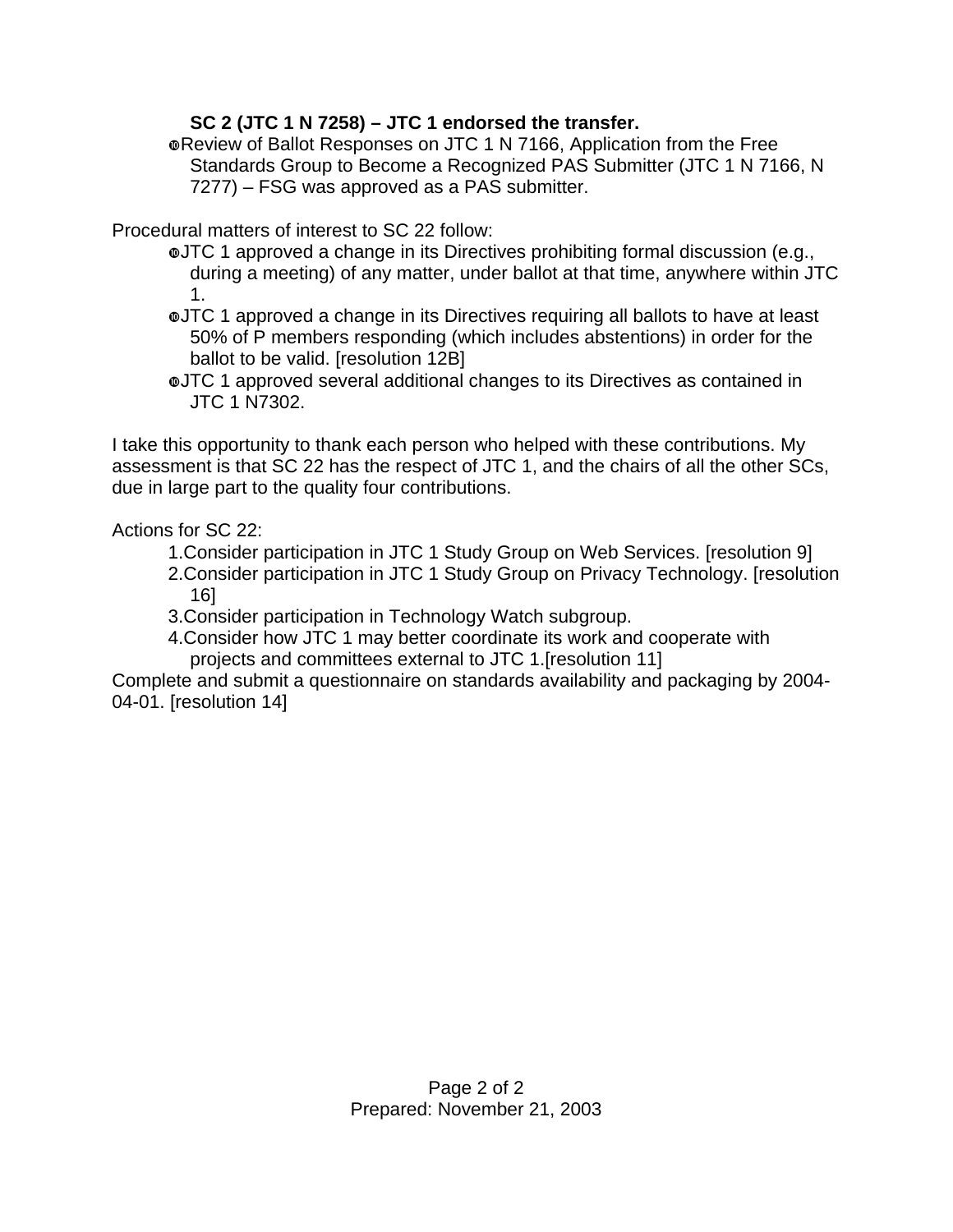**SC 2 (JTC 1 N 7258) – JTC 1 endorsed the transfer.**

- Review of Ballot Responses on JTC 1 N 7166, Application from the Free Standards Group to Become a Recognized PAS Submitter (JTC 1 N 7166, N 7277) – FSG was approved as a PAS submitter.

Procedural matters of interest to SC 22 follow:

- JTC 1 approved a change in its Directives prohibiting formal discussion (e.g., during a meeting) of any matter, under ballot at that time, anywhere within JTC 1.
- JTC 1 approved a change in its Directives requiring all ballots to have at least 50% of P members responding (which includes abstentions) in order for the ballot to be valid. [resolution 12B]
- JTC 1 approved several additional changes to its Directives as contained in JTC 1 N7302.

I take this opportunity to thank each person who helped with these contributions. My assessment is that SC 22 has the respect of JTC 1, and the chairs of all the other SCs, due in large part to the quality four contributions.

Actions for SC 22:

1. Consider participation in JTC 1 Study Group on Web Services. [resolution 9]
2. Consider participation in JTC 1 Study Group on Privacy Technology. [resolution 16]
3. Consider participation in Technology Watch subgroup.
4. Consider how JTC 1 may better coordinate its work and cooperate with projects and committees external to JTC 1.[resolution 11]

Complete and submit a questionnaire on standards availability and packaging by 2004-04-01. [resolution 14]

Prepared: November 21, 2003